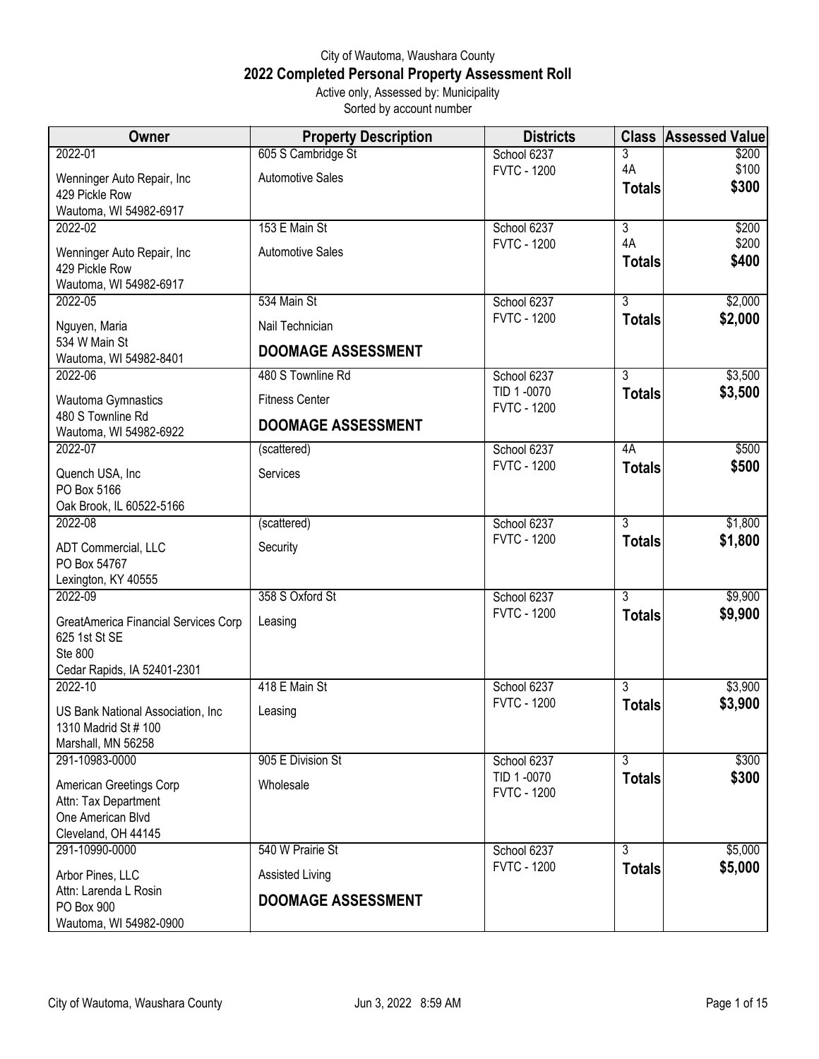City of Wautoma, Waushara County

# 2022 Completed Personal Property Assessment Roll

Active only, Assessed by: Municipality

Sorted by account number

| Owner | Property Description | Districts | Class | Assessed Value |
|---|---|---|---|---|
| 2022-01<br>Wenninger Auto Repair, Inc<br>429 Pickle Row<br>Wautoma, WI 54982-6917 | 605 S Cambridge St<br>Automotive Sales | School 6237<br>FVTC - 1200 | 3<br>4A<br>**Totals** | $200<br>$100<br>**$300** |
| 2022-02<br>Wenninger Auto Repair, Inc<br>429 Pickle Row<br>Wautoma, WI 54982-6917 | 153 E Main St<br>Automotive Sales | School 6237<br>FVTC - 1200 | 3<br>4A<br>**Totals** | $200<br>$200<br>**$400** |
| 2022-05<br>Nguyen, Maria<br>534 W Main St<br>Wautoma, WI 54982-8401 | 534 Main St<br>Nail Technician<br>**DOOMAGE ASSESSMENT** | School 6237<br>FVTC - 1200 | 3<br>**Totals** | $2,000<br>**$2,000** |
| 2022-06<br>Wautoma Gymnastics<br>480 S Townline Rd<br>Wautoma, WI 54982-6922 | 480 S Townline Rd<br>Fitness Center<br>**DOOMAGE ASSESSMENT** | School 6237<br>TID 1 -0070<br>FVTC - 1200 | 3<br>**Totals** | $3,500<br>**$3,500** |
| 2022-07<br>Quench USA, Inc<br>PO Box 5166<br>Oak Brook, IL 60522-5166 | (scattered)<br>Services | School 6237<br>FVTC - 1200 | 4A<br>**Totals** | $500<br>**$500** |
| 2022-08<br>ADT Commercial, LLC<br>PO Box 54767<br>Lexington, KY 40555 | (scattered)<br>Security | School 6237<br>FVTC - 1200 | 3<br>**Totals** | $1,800<br>**$1,800** |
| 2022-09<br>GreatAmerica Financial Services Corp<br>625 1st St SE<br>Ste 800<br>Cedar Rapids, IA 52401-2301 | 358 S Oxford St<br>Leasing | School 6237<br>FVTC - 1200 | 3<br>**Totals** | $9,900<br>**$9,900** |
| 2022-10<br>US Bank National Association, Inc<br>1310 Madrid St # 100<br>Marshall, MN 56258 | 418 E Main St<br>Leasing | School 6237<br>FVTC - 1200 | 3<br>**Totals** | $3,900<br>**$3,900** |
| 291-10983-0000<br>American Greetings Corp<br>Attn: Tax Department<br>One American Blvd<br>Cleveland, OH 44145 | 905 E Division St<br>Wholesale | School 6237<br>TID 1 -0070<br>FVTC - 1200 | 3<br>**Totals** | $300<br>**$300** |
| 291-10990-0000<br>Arbor Pines, LLC<br>Attn: Larenda L Rosin<br>PO Box 900<br>Wautoma, WI 54982-0900 | 540 W Prairie St<br>Assisted Living<br>**DOOMAGE ASSESSMENT** | School 6237<br>FVTC - 1200 | 3<br>**Totals** | $5,000<br>**$5,000** |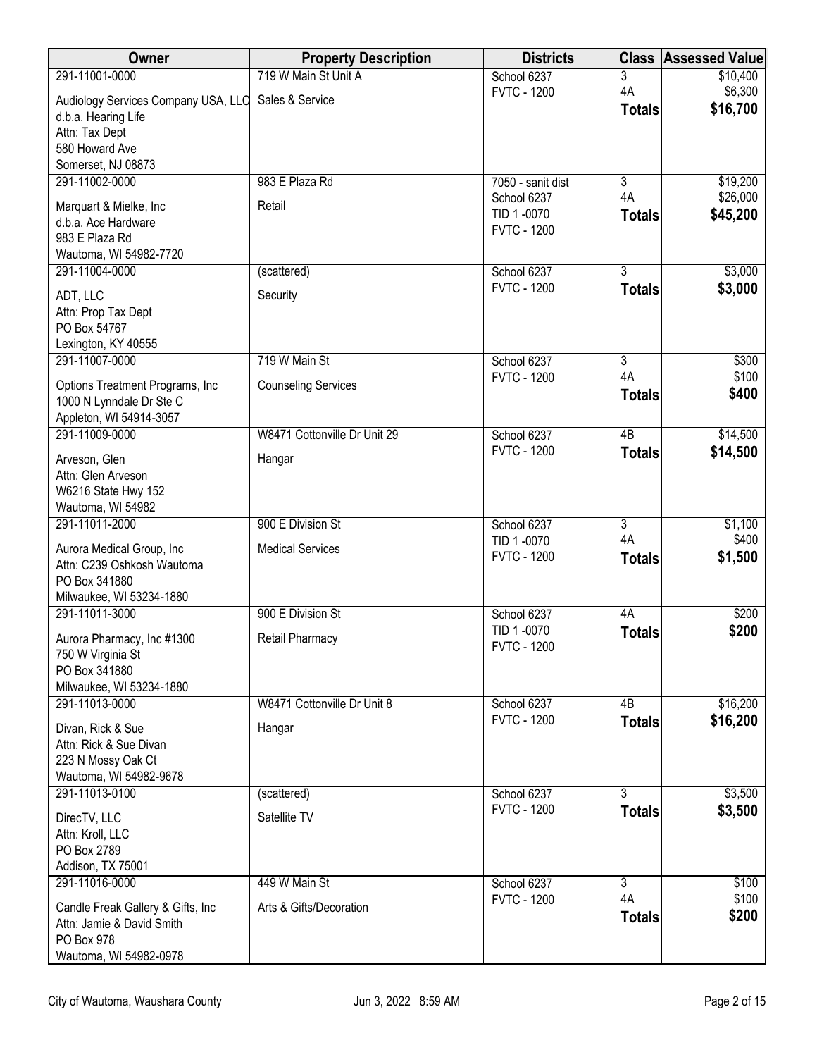| Owner | Property Description | Districts | Class | Assessed Value |
|---|---|---|---|---|
| 291-11001-0000<br>Audiology Services Company USA, LLC<br>d.b.a. Hearing Life<br>Attn: Tax Dept<br>580 Howard Ave<br>Somerset, NJ 08873 | 719 W Main St Unit A<br>Sales & Service | School 6237<br>FVTC - 1200 | 3<br>4A<br>**Totals** | $10,400<br>$6,300<br>**$16,700** |
| 291-11002-0000<br>Marquart & Mielke, Inc<br>d.b.a. Ace Hardware<br>983 E Plaza Rd<br>Wautoma, WI 54982-7720 | 983 E Plaza Rd<br>Retail | 7050 - sanit dist<br>School 6237<br>TID 1 -0070<br>FVTC - 1200 | 3<br>4A<br>**Totals** | $19,200<br>$26,000<br>**$45,200** |
| 291-11004-0000<br>ADT, LLC<br>Attn: Prop Tax Dept<br>PO Box 54767<br>Lexington, KY 40555 | (scattered)<br>Security | School 6237<br>FVTC - 1200 | 3<br>**Totals** | $3,000<br>**$3,000** |
| 291-11007-0000<br>Options Treatment Programs, Inc<br>1000 N Lynndale Dr Ste C<br>Appleton, WI 54914-3057 | 719 W Main St<br>Counseling Services | School 6237<br>FVTC - 1200 | 3<br>4A<br>**Totals** | $300<br>$100<br>**$400** |
| 291-11009-0000<br>Arveson, Glen<br>Attn: Glen Arveson<br>W6216 State Hwy 152<br>Wautoma, WI 54982 | W8471 Cottonville Dr Unit 29<br>Hangar | School 6237<br>FVTC - 1200 | 4B<br>**Totals** | $14,500<br>**$14,500** |
| 291-11011-2000<br>Aurora Medical Group, Inc<br>Attn: C239 Oshkosh Wautoma<br>PO Box 341880<br>Milwaukee, WI 53234-1880 | 900 E Division St<br>Medical Services | School 6237<br>TID 1 -0070<br>FVTC - 1200 | 3<br>4A<br>**Totals** | $1,100<br>$400<br>**$1,500** |
| 291-11011-3000<br>Aurora Pharmacy, Inc #1300<br>750 W Virginia St<br>PO Box 341880<br>Milwaukee, WI 53234-1880 | 900 E Division St<br>Retail Pharmacy | School 6237<br>TID 1 -0070<br>FVTC - 1200 | 4A<br>**Totals** | $200<br>**$200** |
| 291-11013-0000<br>Divan, Rick & Sue<br>Attn: Rick & Sue Divan<br>223 N Mossy Oak Ct<br>Wautoma, WI 54982-9678 | W8471 Cottonville Dr Unit 8<br>Hangar | School 6237<br>FVTC - 1200 | 4B<br>**Totals** | $16,200<br>**$16,200** |
| 291-11013-0100<br>DirecTV, LLC<br>Attn: Kroll, LLC<br>PO Box 2789<br>Addison, TX 75001 | (scattered)<br>Satellite TV | School 6237<br>FVTC - 1200 | 3<br>**Totals** | $3,500<br>**$3,500** |
| 291-11016-0000<br>Candle Freak Gallery & Gifts, Inc<br>Attn: Jamie & David Smith<br>PO Box 978<br>Wautoma, WI 54982-0978 | 449 W Main St<br>Arts & Gifts/Decoration | School 6237<br>FVTC - 1200 | 3<br>4A<br>**Totals** | $100<br>$100<br>**$200** |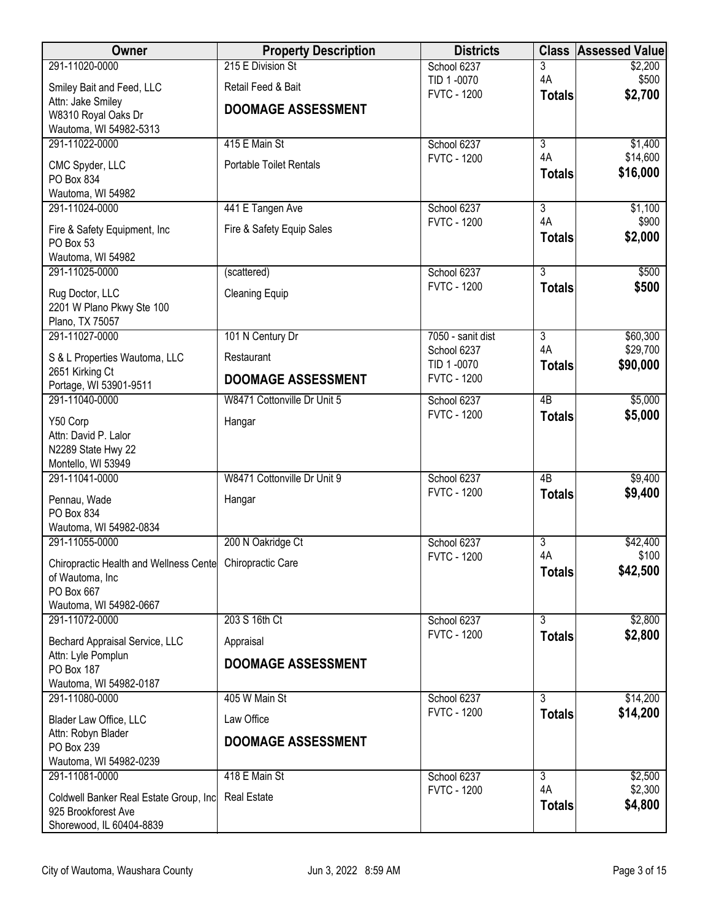| Owner | Property Description | Districts | Class | Assessed Value |
|---|---|---|---|---|
| 291-11020-0000<br>Smiley Bait and Feed, LLC<br>Attn: Jake Smiley<br>W8310 Royal Oaks Dr<br>Wautoma, WI 54982-5313 | 215 E Division St<br>Retail Feed & Bait<br>**DOOMAGE ASSESSMENT** | School 6237<br>TID 1 -0070<br>FVTC - 1200 | 3<br>4A<br>**Totals** | $2,200<br>$500<br>**$2,700** |
| 291-11022-0000<br>CMC Spyder, LLC<br>PO Box 834<br>Wautoma, WI 54982 | 415 E Main St<br>Portable Toilet Rentals | School 6237<br>FVTC - 1200 | 3<br>4A<br>**Totals** | $1,400<br>$14,600<br>**$16,000** |
| 291-11024-0000<br>Fire & Safety Equipment, Inc<br>PO Box 53<br>Wautoma, WI 54982 | 441 E Tangen Ave<br>Fire & Safety Equip Sales | School 6237<br>FVTC - 1200 | 3<br>4A<br>**Totals** | $1,100<br>$900<br>**$2,000** |
| 291-11025-0000<br>Rug Doctor, LLC<br>2201 W Plano Pkwy Ste 100<br>Plano, TX 75057 | (scattered)<br>Cleaning Equip | School 6237<br>FVTC - 1200 | 3<br>**Totals** | $500<br>**$500** |
| 291-11027-0000<br>S & L Properties Wautoma, LLC<br>2651 Kirking Ct<br>Portage, WI 53901-9511 | 101 N Century Dr<br>Restaurant<br>**DOOMAGE ASSESSMENT** | 7050 - sanit dist<br>School 6237<br>TID 1 -0070<br>FVTC - 1200 | 3<br>4A<br>**Totals** | $60,300<br>$29,700<br>**$90,000** |
| 291-11040-0000<br>Y50 Corp<br>Attn: David P. Lalor<br>N2289 State Hwy 22<br>Montello, WI 53949 | W8471 Cottonville Dr Unit 5<br>Hangar | School 6237<br>FVTC - 1200 | 4B<br>**Totals** | $5,000<br>**$5,000** |
| 291-11041-0000<br>Pennau, Wade<br>PO Box 834<br>Wautoma, WI 54982-0834 | W8471 Cottonville Dr Unit 9<br>Hangar | School 6237<br>FVTC - 1200 | 4B<br>**Totals** | $9,400<br>**$9,400** |
| 291-11055-0000<br>Chiropractic Health and Wellness Cente<br>of Wautoma, Inc<br>PO Box 667<br>Wautoma, WI 54982-0667 | 200 N Oakridge Ct<br>Chiropractic Care | School 6237<br>FVTC - 1200 | 3<br>4A<br>**Totals** | $42,400<br>$100<br>**$42,500** |
| 291-11072-0000<br>Bechard Appraisal Service, LLC<br>Attn: Lyle Pomplun<br>PO Box 187<br>Wautoma, WI 54982-0187 | 203 S 16th Ct<br>Appraisal<br>**DOOMAGE ASSESSMENT** | School 6237<br>FVTC - 1200 | 3<br>**Totals** | $2,800<br>**$2,800** |
| 291-11080-0000<br>Blader Law Office, LLC<br>Attn: Robyn Blader<br>PO Box 239<br>Wautoma, WI 54982-0239 | 405 W Main St<br>Law Office<br>**DOOMAGE ASSESSMENT** | School 6237<br>FVTC - 1200 | 3<br>**Totals** | $14,200<br>**$14,200** |
| 291-11081-0000<br>Coldwell Banker Real Estate Group, Inc<br>925 Brookforest Ave<br>Shorewood, IL 60404-8839 | 418 E Main St<br>Real Estate | School 6237<br>FVTC - 1200 | 3<br>4A<br>**Totals** | $2,500<br>$2,300<br>**$4,800** |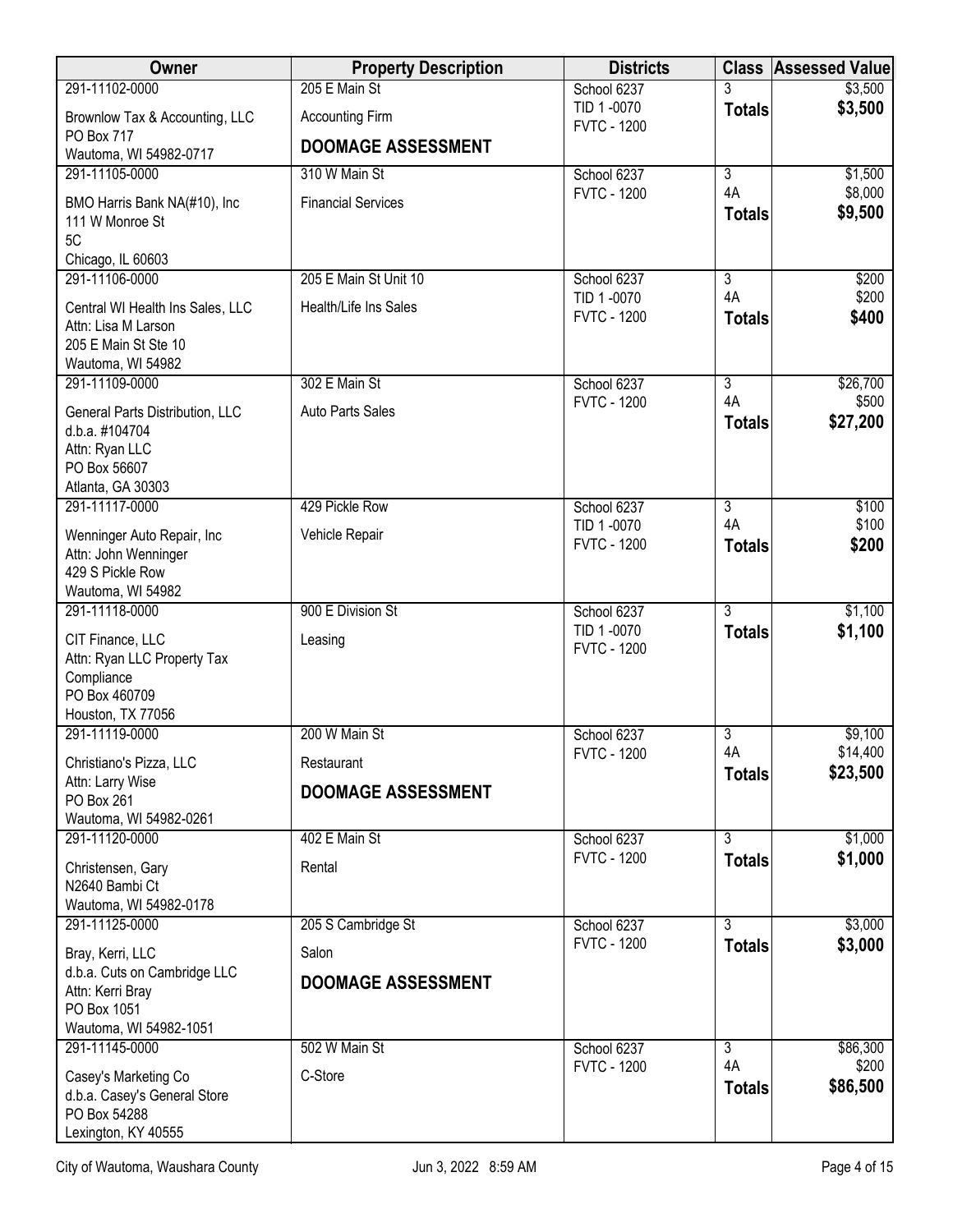| Owner | Property Description | Districts | Class | Assessed Value |
|---|---|---|---|---|
| 291-11102-0000<br>Brownlow Tax & Accounting, LLC<br>PO Box 717<br>Wautoma, WI 54982-0717 | 205 E Main St<br>Accounting Firm<br>**DOOMAGE ASSESSMENT** | School 6237<br>TID 1 -0070<br>FVTC - 1200 | 3<br>**Totals** | $3,500<br>**$3,500** |
| 291-11105-0000<br>BMO Harris Bank NA(#10), Inc<br>111 W Monroe St<br>5C<br>Chicago, IL 60603 | 310 W Main St<br>Financial Services | School 6237<br>FVTC - 1200 | 3<br>4A<br>**Totals** | $1,500<br>$8,000<br>**$9,500** |
| 291-11106-0000<br>Central WI Health Ins Sales, LLC<br>Attn: Lisa M Larson<br>205 E Main St Ste 10<br>Wautoma, WI 54982 | 205 E Main St Unit 10<br>Health/Life Ins Sales | School 6237<br>TID 1 -0070<br>FVTC - 1200 | 3<br>4A<br>**Totals** | $200<br>$200<br>**$400** |
| 291-11109-0000<br>General Parts Distribution, LLC<br>d.b.a. #104704<br>Attn: Ryan LLC<br>PO Box 56607<br>Atlanta, GA 30303 | 302 E Main St<br>Auto Parts Sales | School 6237<br>FVTC - 1200 | 3<br>4A<br>**Totals** | $26,700<br>$500<br>**$27,200** |
| 291-11117-0000<br>Wenninger Auto Repair, Inc<br>Attn: John Wenninger<br>429 S Pickle Row<br>Wautoma, WI 54982 | 429 Pickle Row<br>Vehicle Repair | School 6237<br>TID 1 -0070<br>FVTC - 1200 | 3<br>4A<br>**Totals** | $100<br>$100<br>**$200** |
| 291-11118-0000<br>CIT Finance, LLC<br>Attn: Ryan LLC Property Tax Compliance<br>PO Box 460709<br>Houston, TX 77056 | 900 E Division St<br>Leasing | School 6237<br>TID 1 -0070<br>FVTC - 1200 | 3<br>**Totals** | $1,100<br>**$1,100** |
| 291-11119-0000<br>Christiano's Pizza, LLC<br>Attn: Larry Wise<br>PO Box 261<br>Wautoma, WI 54982-0261 | 200 W Main St<br>Restaurant<br>**DOOMAGE ASSESSMENT** | School 6237<br>FVTC - 1200 | 3<br>4A<br>**Totals** | $9,100<br>$14,400<br>**$23,500** |
| 291-11120-0000<br>Christensen, Gary<br>N2640 Bambi Ct<br>Wautoma, WI 54982-0178 | 402 E Main St<br>Rental | School 6237<br>FVTC - 1200 | 3<br>**Totals** | $1,000<br>**$1,000** |
| 291-11125-0000<br>Bray, Kerri, LLC<br>d.b.a. Cuts on Cambridge LLC<br>Attn: Kerri Bray<br>PO Box 1051<br>Wautoma, WI 54982-1051 | 205 S Cambridge St<br>Salon<br>**DOOMAGE ASSESSMENT** | School 6237<br>FVTC - 1200 | 3<br>**Totals** | $3,000<br>**$3,000** |
| 291-11145-0000<br>Casey's Marketing Co<br>d.b.a. Casey's General Store<br>PO Box 54288<br>Lexington, KY 40555 | 502 W Main St<br>C-Store | School 6237<br>FVTC - 1200 | 3<br>4A<br>**Totals** | $86,300<br>$200<br>**$86,500** |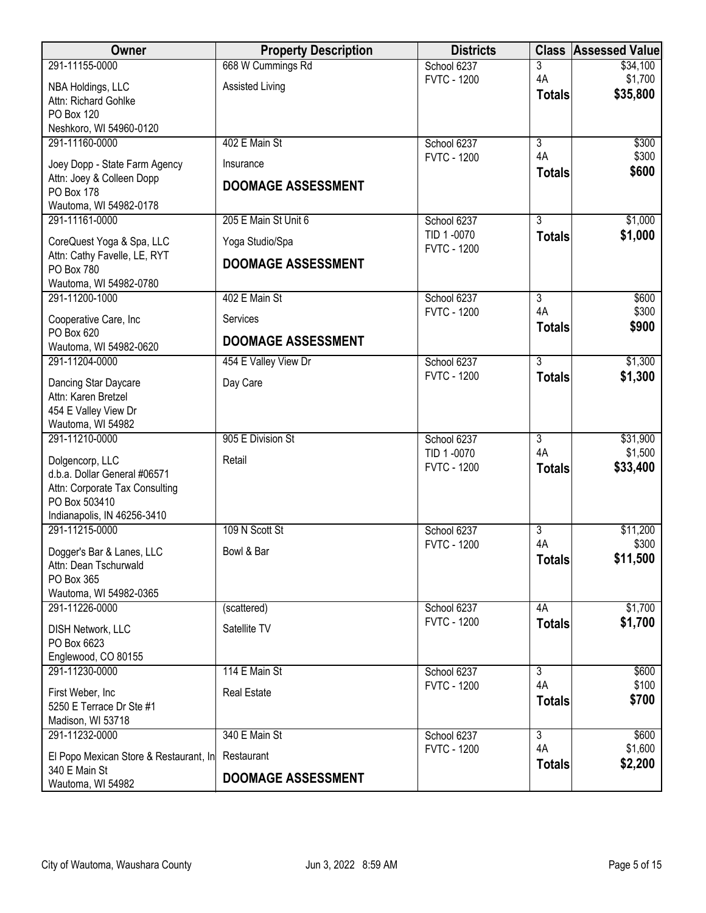| Owner | Property Description | Districts | Class | Assessed Value |
|---|---|---|---|---|
| 291-11155-0000<br>NBA Holdings, LLC<br>Attn: Richard Gohlke<br>PO Box 120<br>Neshkoro, WI 54960-0120 | 668 W Cummings Rd<br>Assisted Living | School 6237<br>FVTC - 1200 | 3<br>4A<br>**Totals** | $34,100<br>$1,700<br>**$35,800** |
| 291-11160-0000<br>Joey Dopp - State Farm Agency<br>Attn: Joey & Colleen Dopp<br>PO Box 178<br>Wautoma, WI 54982-0178 | 402 E Main St<br>Insurance<br>**DOOMAGE ASSESSMENT** | School 6237<br>FVTC - 1200 | 3<br>4A<br>**Totals** | $300<br>$300<br>**$600** |
| 291-11161-0000<br>CoreQuest Yoga & Spa, LLC<br>Attn: Cathy Favelle, LE, RYT<br>PO Box 780<br>Wautoma, WI 54982-0780 | 205 E Main St Unit 6<br>Yoga Studio/Spa<br>**DOOMAGE ASSESSMENT** | School 6237<br>TID 1 -0070<br>FVTC - 1200 | 3<br>**Totals** | $1,000<br>**$1,000** |
| 291-11200-1000<br>Cooperative Care, Inc<br>PO Box 620<br>Wautoma, WI 54982-0620 | 402 E Main St<br>Services<br>**DOOMAGE ASSESSMENT** | School 6237<br>FVTC - 1200 | 3<br>4A<br>**Totals** | $600<br>$300<br>**$900** |
| 291-11204-0000<br>Dancing Star Daycare<br>Attn: Karen Bretzel<br>454 E Valley View Dr<br>Wautoma, WI 54982 | 454 E Valley View Dr<br>Day Care | School 6237<br>FVTC - 1200 | 3<br>**Totals** | $1,300<br>**$1,300** |
| 291-11210-0000<br>Dolgencorp, LLC<br>d.b.a. Dollar General #06571<br>Attn: Corporate Tax Consulting<br>PO Box 503410<br>Indianapolis, IN 46256-3410 | 905 E Division St<br>Retail | School 6237<br>TID 1 -0070<br>FVTC - 1200 | 3<br>4A<br>**Totals** | $31,900<br>$1,500<br>**$33,400** |
| 291-11215-0000<br>Dogger's Bar & Lanes, LLC<br>Attn: Dean Tschurwald<br>PO Box 365<br>Wautoma, WI 54982-0365 | 109 N Scott St<br>Bowl & Bar | School 6237<br>FVTC - 1200 | 3<br>4A<br>**Totals** | $11,200<br>$300<br>**$11,500** |
| 291-11226-0000<br>DISH Network, LLC<br>PO Box 6623<br>Englewood, CO 80155 | (scattered)<br>Satellite TV | School 6237<br>FVTC - 1200 | 4A<br>**Totals** | $1,700<br>**$1,700** |
| 291-11230-0000<br>First Weber, Inc<br>5250 E Terrace Dr Ste #1<br>Madison, WI 53718 | 114 E Main St<br>Real Estate | School 6237<br>FVTC - 1200 | 3<br>4A<br>**Totals** | $600<br>$100<br>**$700** |
| 291-11232-0000<br>El Popo Mexican Store & Restaurant, In<br>340 E Main St<br>Wautoma, WI 54982 | 340 E Main St<br>Restaurant<br>**DOOMAGE ASSESSMENT** | School 6237<br>FVTC - 1200 | 3<br>4A<br>**Totals** | $600<br>$1,600<br>**$2,200** |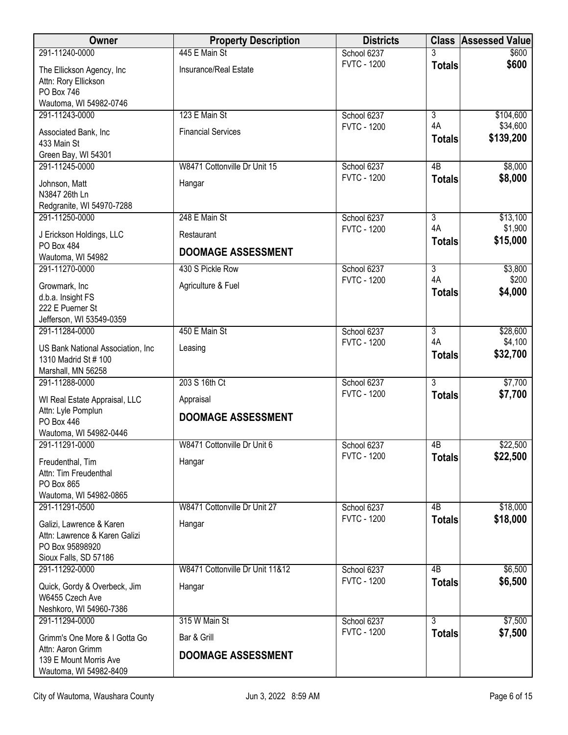| Owner | Property Description | Districts | Class | Assessed Value |
|---|---|---|---|---|
| 291-11240-0000<br>The Ellickson Agency, Inc<br>Attn: Rory Ellickson<br>PO Box 746<br>Wautoma, WI 54982-0746 | 445 E Main St<br>Insurance/Real Estate | School 6237<br>FVTC - 1200 | 3<br>**Totals** | $600<br>**$600** |
| 291-11243-0000<br>Associated Bank, Inc<br>433 Main St<br>Green Bay, WI 54301 | 123 E Main St<br>Financial Services | School 6237<br>FVTC - 1200 | 3<br>4A<br>**Totals** | $104,600<br>$34,600<br>**$139,200** |
| 291-11245-0000<br>Johnson, Matt<br>N3847 26th Ln<br>Redgranite, WI 54970-7288 | W8471 Cottonville Dr Unit 15<br>Hangar | School 6237<br>FVTC - 1200 | 4B<br>**Totals** | $8,000<br>**$8,000** |
| 291-11250-0000<br>J Erickson Holdings, LLC<br>PO Box 484<br>Wautoma, WI 54982 | 248 E Main St<br>Restaurant<br>**DOOMAGE ASSESSMENT** | School 6237<br>FVTC - 1200 | 3<br>4A<br>**Totals** | $13,100<br>$1,900<br>**$15,000** |
| 291-11270-0000<br>Growmark, Inc<br>d.b.a. Insight FS<br>222 E Puerner St<br>Jefferson, WI 53549-0359 | 430 S Pickle Row<br>Agriculture & Fuel | School 6237<br>FVTC - 1200 | 3<br>4A<br>**Totals** | $3,800<br>$200<br>**$4,000** |
| 291-11284-0000<br>US Bank National Association, Inc<br>1310 Madrid St # 100<br>Marshall, MN 56258 | 450 E Main St<br>Leasing | School 6237<br>FVTC - 1200 | 3<br>4A<br>**Totals** | $28,600<br>$4,100<br>**$32,700** |
| 291-11288-0000<br>WI Real Estate Appraisal, LLC<br>Attn: Lyle Pomplun<br>PO Box 446<br>Wautoma, WI 54982-0446 | 203 S 16th Ct<br>Appraisal<br>**DOOMAGE ASSESSMENT** | School 6237<br>FVTC - 1200 | 3<br>**Totals** | $7,700<br>**$7,700** |
| 291-11291-0000<br>Freudenthal, Tim<br>Attn: Tim Freudenthal<br>PO Box 865<br>Wautoma, WI 54982-0865 | W8471 Cottonville Dr Unit 6<br>Hangar | School 6237<br>FVTC - 1200 | 4B<br>**Totals** | $22,500<br>**$22,500** |
| 291-11291-0500<br>Galizi, Lawrence & Karen<br>Attn: Lawrence & Karen Galizi<br>PO Box 95898920<br>Sioux Falls, SD 57186 | W8471 Cottonville Dr Unit 27<br>Hangar | School 6237<br>FVTC - 1200 | 4B<br>**Totals** | $18,000<br>**$18,000** |
| 291-11292-0000<br>Quick, Gordy & Overbeck, Jim<br>W6455 Czech Ave<br>Neshkoro, WI 54960-7386 | W8471 Cottonville Dr Unit 11&12<br>Hangar | School 6237<br>FVTC - 1200 | 4B<br>**Totals** | $6,500<br>**$6,500** |
| 291-11294-0000<br>Grimm's One More & I Gotta Go<br>Attn: Aaron Grimm<br>139 E Mount Morris Ave<br>Wautoma, WI 54982-8409 | 315 W Main St<br>Bar & Grill<br>**DOOMAGE ASSESSMENT** | School 6237<br>FVTC - 1200 | 3<br>**Totals** | $7,500<br>**$7,500** |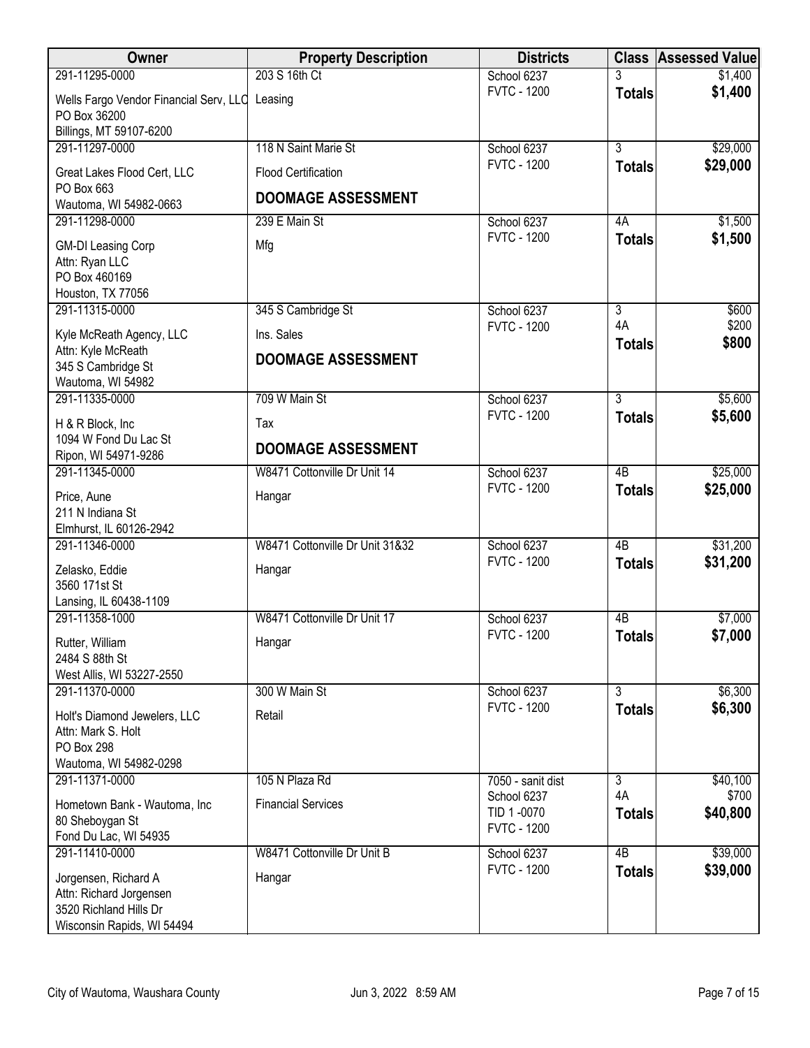| Owner | Property Description | Districts | Class | Assessed Value |
|---|---|---|---|---|
| 291-11295-0000<br>Wells Fargo Vendor Financial Serv, LLC<br>PO Box 36200<br>Billings, MT 59107-6200 | 203 S 16th Ct<br>Leasing | School 6237<br>FVTC - 1200 | 3<br>**Totals** | $1,400<br>**$1,400** |
| 291-11297-0000<br>Great Lakes Flood Cert, LLC<br>PO Box 663<br>Wautoma, WI 54982-0663 | 118 N Saint Marie St<br>Flood Certification<br>**DOOMAGE ASSESSMENT** | School 6237<br>FVTC - 1200 | 3<br>**Totals** | $29,000<br>**$29,000** |
| 291-11298-0000<br>GM-DI Leasing Corp<br>Attn: Ryan LLC<br>PO Box 460169<br>Houston, TX 77056 | 239 E Main St<br>Mfg | School 6237<br>FVTC - 1200 | 4A<br>**Totals** | $1,500<br>**$1,500** |
| 291-11315-0000<br>Kyle McReath Agency, LLC<br>Attn: Kyle McReath<br>345 S Cambridge St<br>Wautoma, WI 54982 | 345 S Cambridge St<br>Ins. Sales<br>**DOOMAGE ASSESSMENT** | School 6237<br>FVTC - 1200 | 3<br>4A<br>**Totals** | $600<br>$200<br>**$800** |
| 291-11335-0000<br>H & R Block, Inc<br>1094 W Fond Du Lac St<br>Ripon, WI 54971-9286 | 709 W Main St<br>Tax<br>**DOOMAGE ASSESSMENT** | School 6237<br>FVTC - 1200 | 3<br>**Totals** | $5,600<br>**$5,600** |
| 291-11345-0000<br>Price, Aune<br>211 N Indiana St<br>Elmhurst, IL 60126-2942 | W8471 Cottonville Dr Unit 14<br>Hangar | School 6237<br>FVTC - 1200 | 4B<br>**Totals** | $25,000<br>**$25,000** |
| 291-11346-0000<br>Zelasko, Eddie<br>3560 171st St<br>Lansing, IL 60438-1109 | W8471 Cottonville Dr Unit 31&32<br>Hangar | School 6237<br>FVTC - 1200 | 4B<br>**Totals** | $31,200<br>**$31,200** |
| 291-11358-1000<br>Rutter, William<br>2484 S 88th St<br>West Allis, WI 53227-2550 | W8471 Cottonville Dr Unit 17<br>Hangar | School 6237<br>FVTC - 1200 | 4B<br>**Totals** | $7,000<br>**$7,000** |
| 291-11370-0000<br>Holt's Diamond Jewelers, LLC<br>Attn: Mark S. Holt<br>PO Box 298<br>Wautoma, WI 54982-0298 | 300 W Main St<br>Retail | School 6237<br>FVTC - 1200 | 3<br>**Totals** | $6,300<br>**$6,300** |
| 291-11371-0000<br>Hometown Bank - Wautoma, Inc<br>80 Sheboygan St<br>Fond Du Lac, WI 54935 | 105 N Plaza Rd<br>Financial Services | 7050 - sanit dist<br>School 6237<br>TID 1 -0070<br>FVTC - 1200 | 3<br>4A<br>**Totals** | $40,100<br>$700<br>**$40,800** |
| 291-11410-0000<br>Jorgensen, Richard A<br>Attn: Richard Jorgensen<br>3520 Richland Hills Dr<br>Wisconsin Rapids, WI 54494 | W8471 Cottonville Dr Unit B<br>Hangar | School 6237<br>FVTC - 1200 | 4B<br>**Totals** | $39,000<br>**$39,000** |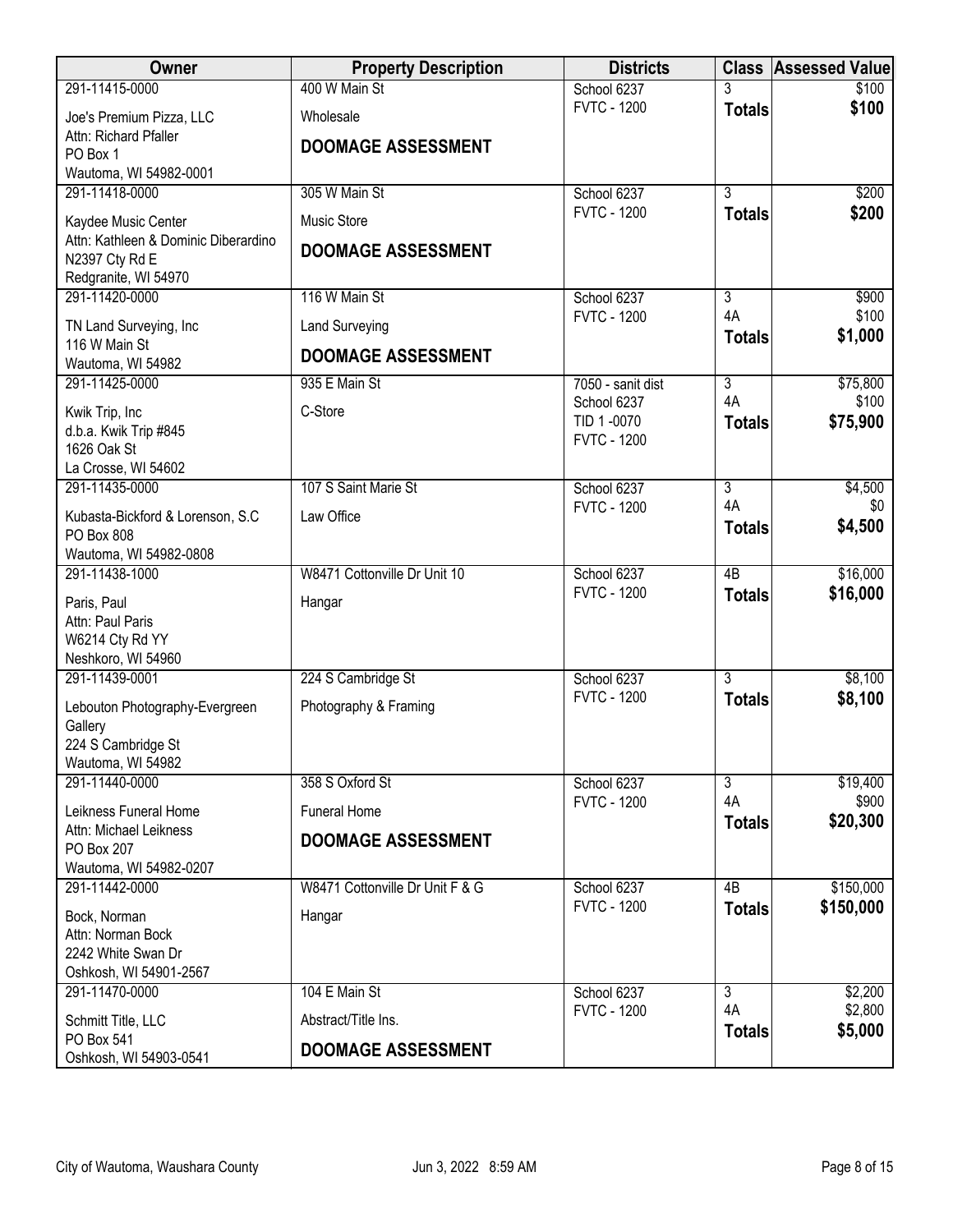| Owner | Property Description | Districts | Class | Assessed Value |
|---|---|---|---|---|
| 291-11415-0000<br>Joe's Premium Pizza, LLC<br>Attn: Richard Pfaller<br>PO Box 1<br>Wautoma, WI 54982-0001 | 400 W Main St<br>Wholesale<br>**DOOMAGE ASSESSMENT** | School 6237<br>FVTC - 1200 | 3<br>**Totals** | $100<br>**$100** |
| 291-11418-0000<br>Kaydee Music Center<br>Attn: Kathleen & Dominic Diberardino<br>N2397 Cty Rd E<br>Redgranite, WI 54970 | 305 W Main St<br>Music Store<br>**DOOMAGE ASSESSMENT** | School 6237<br>FVTC - 1200 | 3<br>**Totals** | $200<br>**$200** |
| 291-11420-0000<br>TN Land Surveying, Inc<br>116 W Main St<br>Wautoma, WI 54982 | 116 W Main St<br>Land Surveying<br>**DOOMAGE ASSESSMENT** | School 6237<br>FVTC - 1200 | 3<br>4A<br>**Totals** | $900<br>$100<br>**$1,000** |
| 291-11425-0000<br>Kwik Trip, Inc<br>d.b.a. Kwik Trip #845<br>1626 Oak St<br>La Crosse, WI 54602 | 935 E Main St<br>C-Store | 7050 - sanit dist<br>School 6237<br>TID 1 -0070<br>FVTC - 1200 | 3<br>4A<br>**Totals** | $75,800<br>$100<br>**$75,900** |
| 291-11435-0000<br>Kubasta-Bickford & Lorenson, S.C<br>PO Box 808<br>Wautoma, WI 54982-0808 | 107 S Saint Marie St<br>Law Office | School 6237<br>FVTC - 1200 | 3<br>4A<br>**Totals** | $4,500<br>$0<br>**$4,500** |
| 291-11438-1000<br>Paris, Paul<br>Attn: Paul Paris<br>W6214 Cty Rd YY<br>Neshkoro, WI 54960 | W8471 Cottonville Dr Unit 10<br>Hangar | School 6237<br>FVTC - 1200 | 4B<br>**Totals** | $16,000<br>**$16,000** |
| 291-11439-0001<br>Lebouton Photography-Evergreen Gallery<br>224 S Cambridge St<br>Wautoma, WI 54982 | 224 S Cambridge St<br>Photography & Framing | School 6237<br>FVTC - 1200 | 3<br>**Totals** | $8,100<br>**$8,100** |
| 291-11440-0000<br>Leikness Funeral Home<br>Attn: Michael Leikness<br>PO Box 207<br>Wautoma, WI 54982-0207 | 358 S Oxford St<br>Funeral Home<br>**DOOMAGE ASSESSMENT** | School 6237<br>FVTC - 1200 | 3<br>4A<br>**Totals** | $19,400<br>$900<br>**$20,300** |
| 291-11442-0000<br>Bock, Norman<br>Attn: Norman Bock<br>2242 White Swan Dr<br>Oshkosh, WI 54901-2567 | W8471 Cottonville Dr Unit F & G<br>Hangar | School 6237<br>FVTC - 1200 | 4B<br>**Totals** | $150,000<br>**$150,000** |
| 291-11470-0000<br>Schmitt Title, LLC<br>PO Box 541<br>Oshkosh, WI 54903-0541 | 104 E Main St<br>Abstract/Title Ins.<br>**DOOMAGE ASSESSMENT** | School 6237<br>FVTC - 1200 | 3<br>4A<br>**Totals** | $2,200<br>$2,800<br>**$5,000** |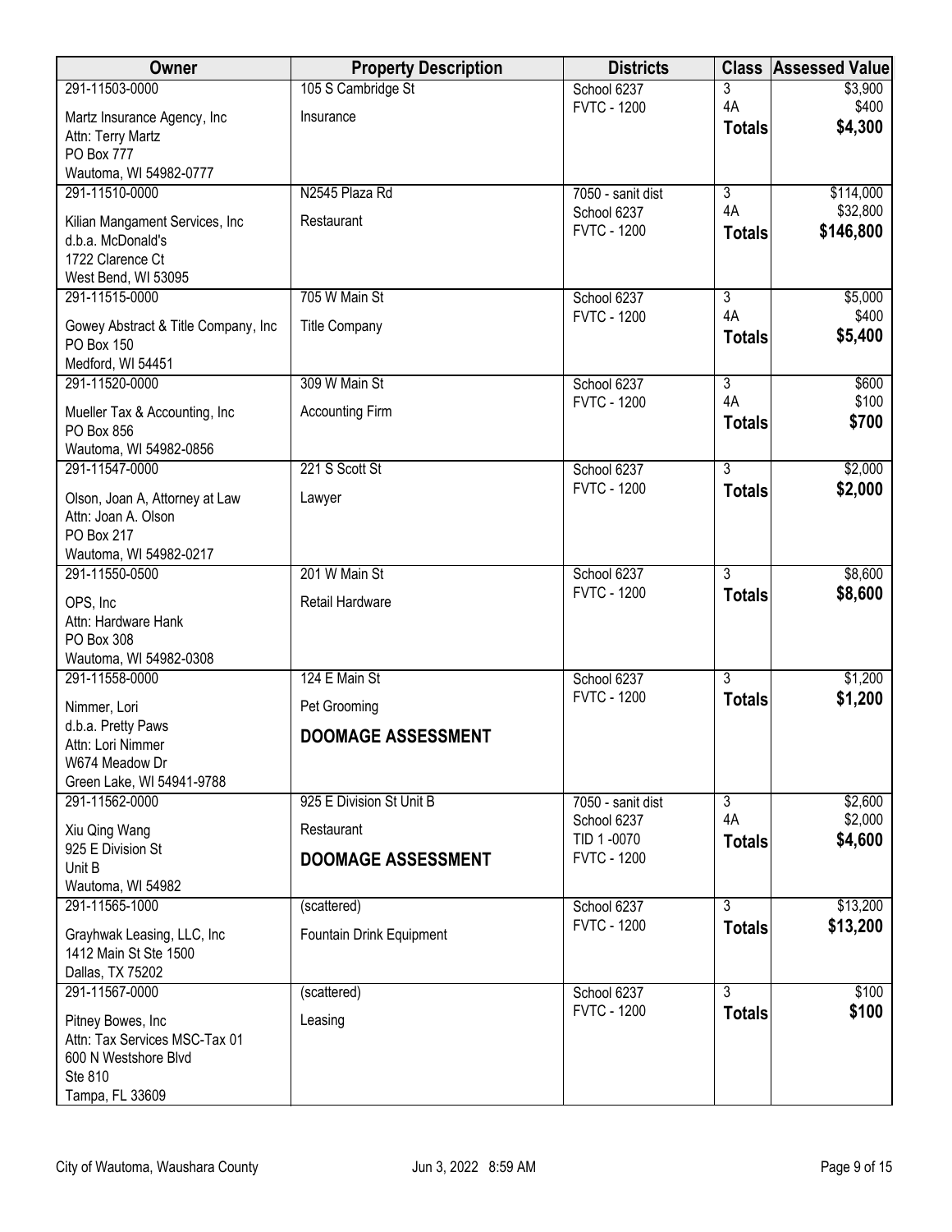| Owner | Property Description | Districts | Class | Assessed Value |
|---|---|---|---|---|
| 291-11503-0000<br>Martz Insurance Agency, Inc<br>Attn: Terry Martz<br>PO Box 777<br>Wautoma, WI 54982-0777 | 105 S Cambridge St<br>Insurance | School 6237<br>FVTC - 1200 | 3<br>4A<br>**Totals** | \$3,900<br>\$400<br>**\$4,300** |
| 291-11510-0000<br>Kilian Mangament Services, Inc<br>d.b.a. McDonald's<br>1722 Clarence Ct<br>West Bend, WI 53095 | N2545 Plaza Rd<br>Restaurant | 7050 - sanit dist<br>School 6237<br>FVTC - 1200 | 3<br>4A<br>**Totals** | \$114,000<br>\$32,800<br>**\$146,800** |
| 291-11515-0000<br>Gowey Abstract & Title Company, Inc<br>PO Box 150<br>Medford, WI 54451 | 705 W Main St<br>Title Company | School 6237<br>FVTC - 1200 | 3<br>4A<br>**Totals** | \$5,000<br>\$400<br>**\$5,400** |
| 291-11520-0000<br>Mueller Tax & Accounting, Inc<br>PO Box 856<br>Wautoma, WI 54982-0856 | 309 W Main St<br>Accounting Firm | School 6237<br>FVTC - 1200 | 3<br>4A<br>**Totals** | \$600<br>\$100<br>**\$700** |
| 291-11547-0000<br>Olson, Joan A, Attorney at Law<br>Attn: Joan A. Olson<br>PO Box 217<br>Wautoma, WI 54982-0217 | 221 S Scott St<br>Lawyer | School 6237<br>FVTC - 1200 | 3<br>**Totals** | \$2,000<br>**\$2,000** |
| 291-11550-0500<br>OPS, Inc<br>Attn: Hardware Hank<br>PO Box 308<br>Wautoma, WI 54982-0308 | 201 W Main St<br>Retail Hardware | School 6237<br>FVTC - 1200 | 3<br>**Totals** | \$8,600<br>**\$8,600** |
| 291-11558-0000<br>Nimmer, Lori<br>d.b.a. Pretty Paws<br>Attn: Lori Nimmer<br>W674 Meadow Dr<br>Green Lake, WI 54941-9788 | 124 E Main St<br>Pet Grooming<br>**DOOMAGE ASSESSMENT** | School 6237<br>FVTC - 1200 | 3<br>**Totals** | \$1,200<br>**\$1,200** |
| 291-11562-0000<br>Xiu Qing Wang<br>925 E Division St<br>Unit B<br>Wautoma, WI 54982 | 925 E Division St Unit B<br>Restaurant<br>**DOOMAGE ASSESSMENT** | 7050 - sanit dist<br>School 6237<br>TID 1 -0070<br>FVTC - 1200 | 3<br>4A<br>**Totals** | \$2,600<br>\$2,000<br>**\$4,600** |
| 291-11565-1000<br>Grayhwak Leasing, LLC, Inc<br>1412 Main St Ste 1500<br>Dallas, TX 75202 | (scattered)<br>Fountain Drink Equipment | School 6237<br>FVTC - 1200 | 3<br>**Totals** | \$13,200<br>**\$13,200** |
| 291-11567-0000<br>Pitney Bowes, Inc<br>Attn: Tax Services MSC-Tax 01<br>600 N Westshore Blvd<br>Ste 810<br>Tampa, FL 33609 | (scattered)<br>Leasing | School 6237<br>FVTC - 1200 | 3<br>**Totals** | \$100<br>**\$100** |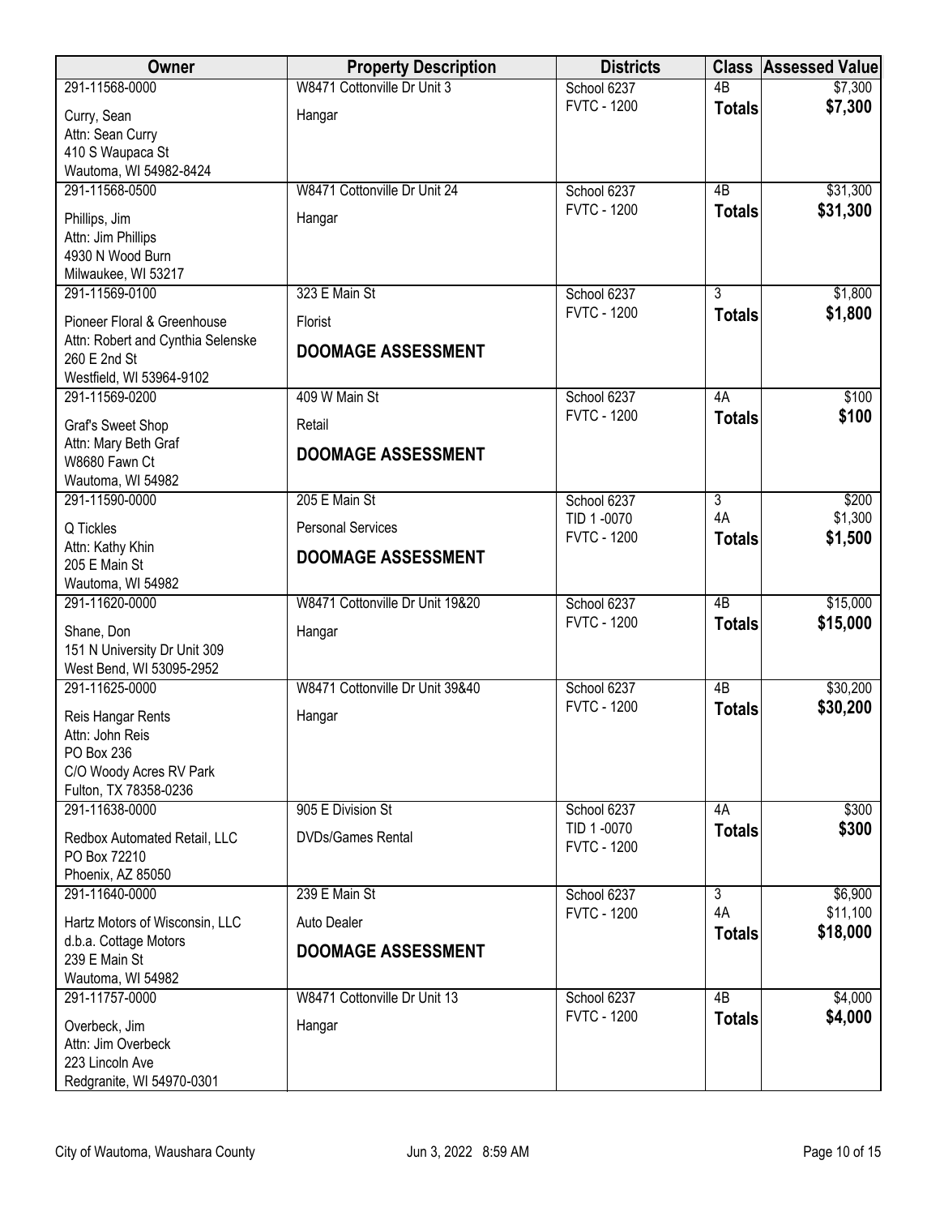| Owner | Property Description | Districts | Class | Assessed Value |
|---|---|---|---|---|
| 291-11568-0000<br>Curry, Sean<br>Attn: Sean Curry<br>410 S Waupaca St<br>Wautoma, WI 54982-8424 | W8471 Cottonville Dr Unit 3<br>Hangar | School 6237<br>FVTC - 1200 | 4B<br>**Totals** | $7,300<br>**$7,300** |
| 291-11568-0500<br>Phillips, Jim<br>Attn: Jim Phillips<br>4930 N Wood Burn<br>Milwaukee, WI 53217 | W8471 Cottonville Dr Unit 24<br>Hangar | School 6237<br>FVTC - 1200 | 4B<br>**Totals** | $31,300<br>**$31,300** |
| 291-11569-0100<br>Pioneer Floral & Greenhouse<br>Attn: Robert and Cynthia Selenske<br>260 E 2nd St<br>Westfield, WI 53964-9102 | 323 E Main St<br>Florist<br>**DOOMAGE ASSESSMENT** | School 6237<br>FVTC - 1200 | 3<br>**Totals** | $1,800<br>**$1,800** |
| 291-11569-0200<br>Graf's Sweet Shop<br>Attn: Mary Beth Graf<br>W8680 Fawn Ct<br>Wautoma, WI 54982 | 409 W Main St<br>Retail<br>**DOOMAGE ASSESSMENT** | School 6237<br>FVTC - 1200 | 4A<br>**Totals** | $100<br>**$100** |
| 291-11590-0000<br>Q Tickles<br>Attn: Kathy Khin<br>205 E Main St<br>Wautoma, WI 54982 | 205 E Main St<br>Personal Services<br>**DOOMAGE ASSESSMENT** | School 6237<br>TID 1 -0070<br>FVTC - 1200 | 3<br>4A<br>**Totals** | $200<br>$1,300<br>**$1,500** |
| 291-11620-0000<br>Shane, Don<br>151 N University Dr Unit 309<br>West Bend, WI 53095-2952 | W8471 Cottonville Dr Unit 19&20<br>Hangar | School 6237<br>FVTC - 1200 | 4B<br>**Totals** | $15,000<br>**$15,000** |
| 291-11625-0000<br>Reis Hangar Rents<br>Attn: John Reis<br>PO Box 236<br>C/O Woody Acres RV Park<br>Fulton, TX 78358-0236 | W8471 Cottonville Dr Unit 39&40<br>Hangar | School 6237<br>FVTC - 1200 | 4B<br>**Totals** | $30,200<br>**$30,200** |
| 291-11638-0000<br>Redbox Automated Retail, LLC<br>PO Box 72210<br>Phoenix, AZ 85050 | 905 E Division St<br>DVDs/Games Rental | School 6237<br>TID 1 -0070<br>FVTC - 1200 | 4A<br>**Totals** | $300<br>**$300** |
| 291-11640-0000<br>Hartz Motors of Wisconsin, LLC<br>d.b.a. Cottage Motors<br>239 E Main St<br>Wautoma, WI 54982 | 239 E Main St<br>Auto Dealer<br>**DOOMAGE ASSESSMENT** | School 6237<br>FVTC - 1200 | 3<br>4A<br>**Totals** | $6,900<br>$11,100<br>**$18,000** |
| 291-11757-0000<br>Overbeck, Jim<br>Attn: Jim Overbeck<br>223 Lincoln Ave<br>Redgranite, WI 54970-0301 | W8471 Cottonville Dr Unit 13<br>Hangar | School 6237<br>FVTC - 1200 | 4B<br>**Totals** | $4,000<br>**$4,000** |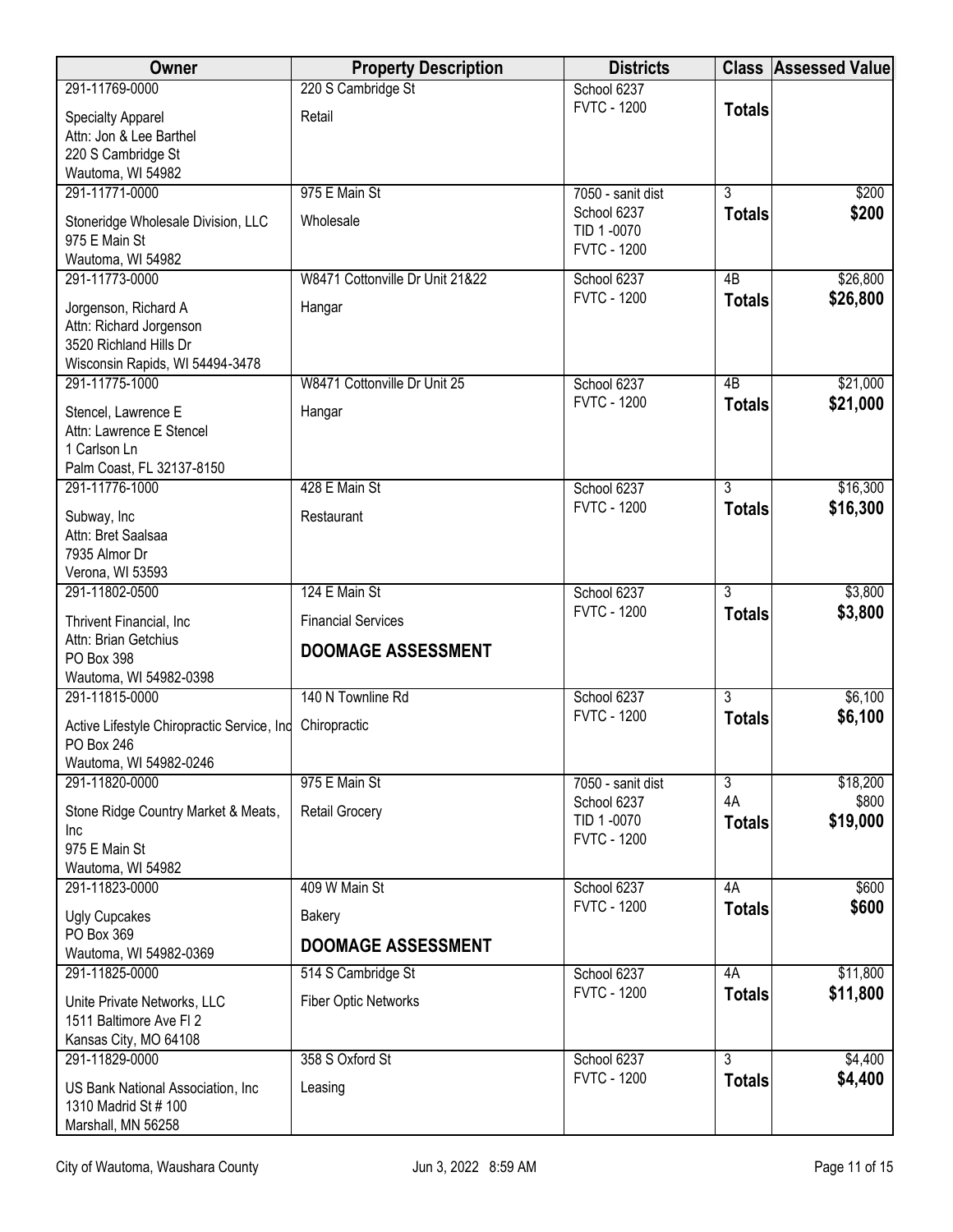| Owner | Property Description | Districts | Class | Assessed Value |
|---|---|---|---|---|
| 291-11769-0000<br>Specialty Apparel<br>Attn: Jon & Lee Barthel<br>220 S Cambridge St<br>Wautoma, WI 54982 | 220 S Cambridge St<br>Retail | School 6237<br>FVTC - 1200 | **Totals** | |
| 291-11771-0000<br>Stoneridge Wholesale Division, LLC<br>975 E Main St<br>Wautoma, WI 54982 | 975 E Main St<br>Wholesale | 7050 - sanit dist<br>School 6237<br>TID 1 -0070<br>FVTC - 1200 | 3<br>**Totals** | $200<br>**$200** |
| 291-11773-0000<br>Jorgenson, Richard A<br>Attn: Richard Jorgenson<br>3520 Richland Hills Dr<br>Wisconsin Rapids, WI 54494-3478 | W8471 Cottonville Dr Unit 21&22<br>Hangar | School 6237<br>FVTC - 1200 | 4B<br>**Totals** | $26,800<br>**$26,800** |
| 291-11775-1000<br>Stencel, Lawrence E<br>Attn: Lawrence E Stencel<br>1 Carlson Ln<br>Palm Coast, FL 32137-8150 | W8471 Cottonville Dr Unit 25<br>Hangar | School 6237<br>FVTC - 1200 | 4B<br>**Totals** | $21,000<br>**$21,000** |
| 291-11776-1000<br>Subway, Inc<br>Attn: Bret Saalsaa<br>7935 Almor Dr<br>Verona, WI 53593 | 428 E Main St<br>Restaurant | School 6237<br>FVTC - 1200 | 3<br>**Totals** | $16,300<br>**$16,300** |
| 291-11802-0500<br>Thrivent Financial, Inc<br>Attn: Brian Getchius<br>PO Box 398<br>Wautoma, WI 54982-0398 | 124 E Main St<br>Financial Services<br>**DOOMAGE ASSESSMENT** | School 6237<br>FVTC - 1200 | 3<br>**Totals** | $3,800<br>**$3,800** |
| 291-11815-0000<br>Active Lifestyle Chiropractic Service, Inc<br>PO Box 246<br>Wautoma, WI 54982-0246 | 140 N Townline Rd<br>Chiropractic | School 6237<br>FVTC - 1200 | 3<br>**Totals** | $6,100<br>**$6,100** |
| 291-11820-0000<br>Stone Ridge Country Market & Meats, Inc<br>975 E Main St<br>Wautoma, WI 54982 | 975 E Main St<br>Retail Grocery | 7050 - sanit dist<br>School 6237<br>TID 1 -0070<br>FVTC - 1200 | 3<br>4A<br>**Totals** | $18,200<br>$800<br>**$19,000** |
| 291-11823-0000<br>Ugly Cupcakes<br>PO Box 369<br>Wautoma, WI 54982-0369 | 409 W Main St<br>Bakery<br>**DOOMAGE ASSESSMENT** | School 6237<br>FVTC - 1200 | 4A<br>**Totals** | $600<br>**$600** |
| 291-11825-0000<br>Unite Private Networks, LLC<br>1511 Baltimore Ave Fl 2<br>Kansas City, MO 64108 | 514 S Cambridge St<br>Fiber Optic Networks | School 6237<br>FVTC - 1200 | 4A<br>**Totals** | $11,800<br>**$11,800** |
| 291-11829-0000<br>US Bank National Association, Inc<br>1310 Madrid St # 100<br>Marshall, MN 56258 | 358 S Oxford St<br>Leasing | School 6237<br>FVTC - 1200 | 3<br>**Totals** | $4,400<br>**$4,400** |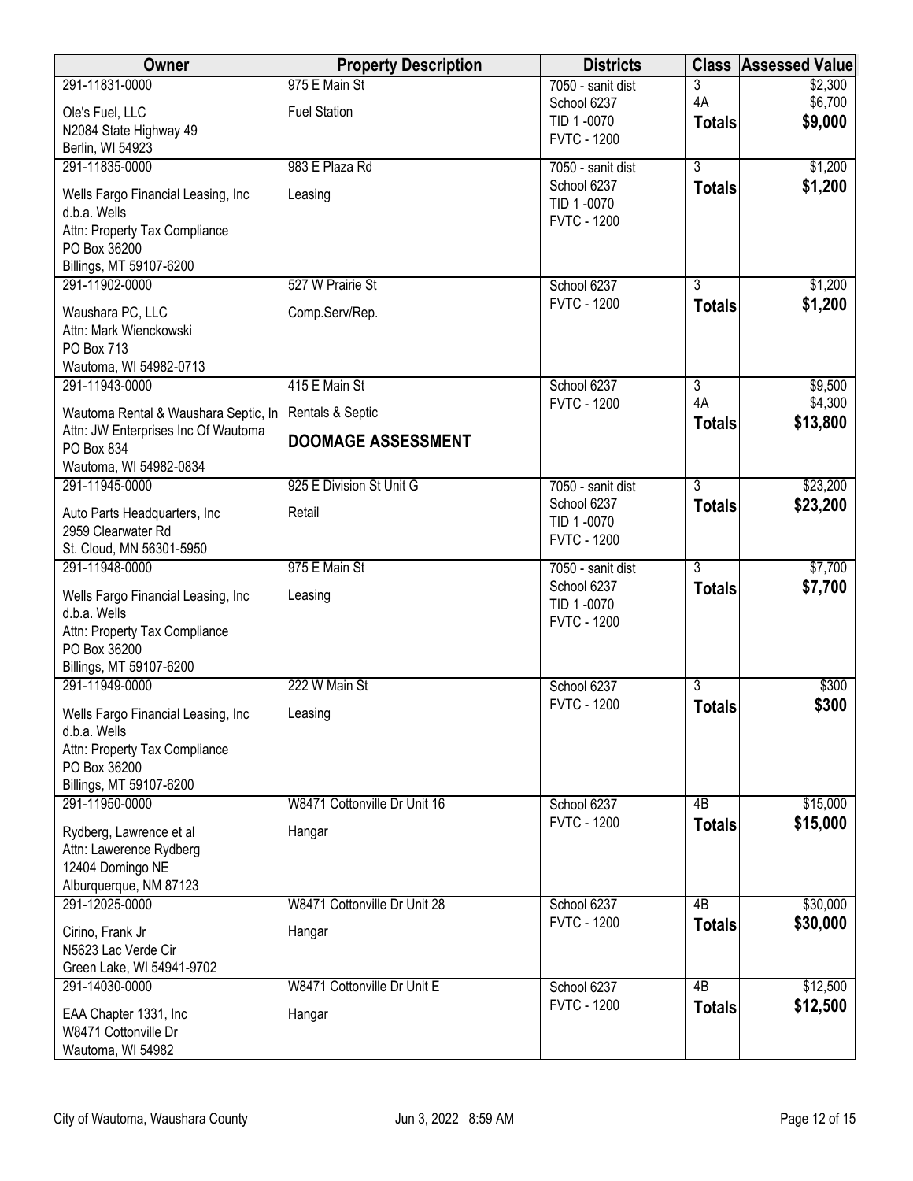| Owner | Property Description | Districts | Class | Assessed Value |
|---|---|---|---|---|
| 291-11831-0000<br>Ole's Fuel, LLC<br>N2084 State Highway 49<br>Berlin, WI 54923 | 975 E Main St<br>Fuel Station | 7050 - sanit dist<br>School 6237<br>TID 1 -0070<br>FVTC - 1200 | 3<br>4A<br>**Totals** | $2,300<br>$6,700<br>**$9,000** |
| 291-11835-0000<br>Wells Fargo Financial Leasing, Inc<br>d.b.a. Wells<br>Attn: Property Tax Compliance<br>PO Box 36200<br>Billings, MT 59107-6200 | 983 E Plaza Rd<br>Leasing | 7050 - sanit dist<br>School 6237<br>TID 1 -0070<br>FVTC - 1200 | 3<br>**Totals** | $1,200<br>**$1,200** |
| 291-11902-0000<br>Waushara PC, LLC<br>Attn: Mark Wienckowski<br>PO Box 713<br>Wautoma, WI 54982-0713 | 527 W Prairie St<br>Comp.Serv/Rep. | School 6237<br>FVTC - 1200 | 3<br>**Totals** | $1,200<br>**$1,200** |
| 291-11943-0000<br>Wautoma Rental & Waushara Septic, In<br>Attn: JW Enterprises Inc Of Wautoma<br>PO Box 834<br>Wautoma, WI 54982-0834 | 415 E Main St<br>Rentals & Septic<br>**DOOMAGE ASSESSMENT** | School 6237<br>FVTC - 1200 | 3<br>4A<br>**Totals** | $9,500<br>$4,300<br>**$13,800** |
| 291-11945-0000<br>Auto Parts Headquarters, Inc<br>2959 Clearwater Rd<br>St. Cloud, MN 56301-5950 | 925 E Division St Unit G<br>Retail | 7050 - sanit dist<br>School 6237<br>TID 1 -0070<br>FVTC - 1200 | 3<br>**Totals** | $23,200<br>**$23,200** |
| 291-11948-0000<br>Wells Fargo Financial Leasing, Inc<br>d.b.a. Wells<br>Attn: Property Tax Compliance<br>PO Box 36200<br>Billings, MT 59107-6200 | 975 E Main St<br>Leasing | 7050 - sanit dist<br>School 6237<br>TID 1 -0070<br>FVTC - 1200 | 3<br>**Totals** | $7,700<br>**$7,700** |
| 291-11949-0000<br>Wells Fargo Financial Leasing, Inc<br>d.b.a. Wells<br>Attn: Property Tax Compliance<br>PO Box 36200<br>Billings, MT 59107-6200 | 222 W Main St<br>Leasing | School 6237<br>FVTC - 1200 | 3<br>**Totals** | $300<br>**$300** |
| 291-11950-0000<br>Rydberg, Lawrence et al<br>Attn: Lawerence Rydberg<br>12404 Domingo NE<br>Alburquerque, NM 87123 | W8471 Cottonville Dr Unit 16<br>Hangar | School 6237<br>FVTC - 1200 | 4B<br>**Totals** | $15,000<br>**$15,000** |
| 291-12025-0000<br>Cirino, Frank Jr<br>N5623 Lac Verde Cir<br>Green Lake, WI 54941-9702 | W8471 Cottonville Dr Unit 28<br>Hangar | School 6237<br>FVTC - 1200 | 4B<br>**Totals** | $30,000<br>**$30,000** |
| 291-14030-0000<br>EAA Chapter 1331, Inc<br>W8471 Cottonville Dr<br>Wautoma, WI 54982 | W8471 Cottonville Dr Unit E<br>Hangar | School 6237<br>FVTC - 1200 | 4B<br>**Totals** | $12,500<br>**$12,500** |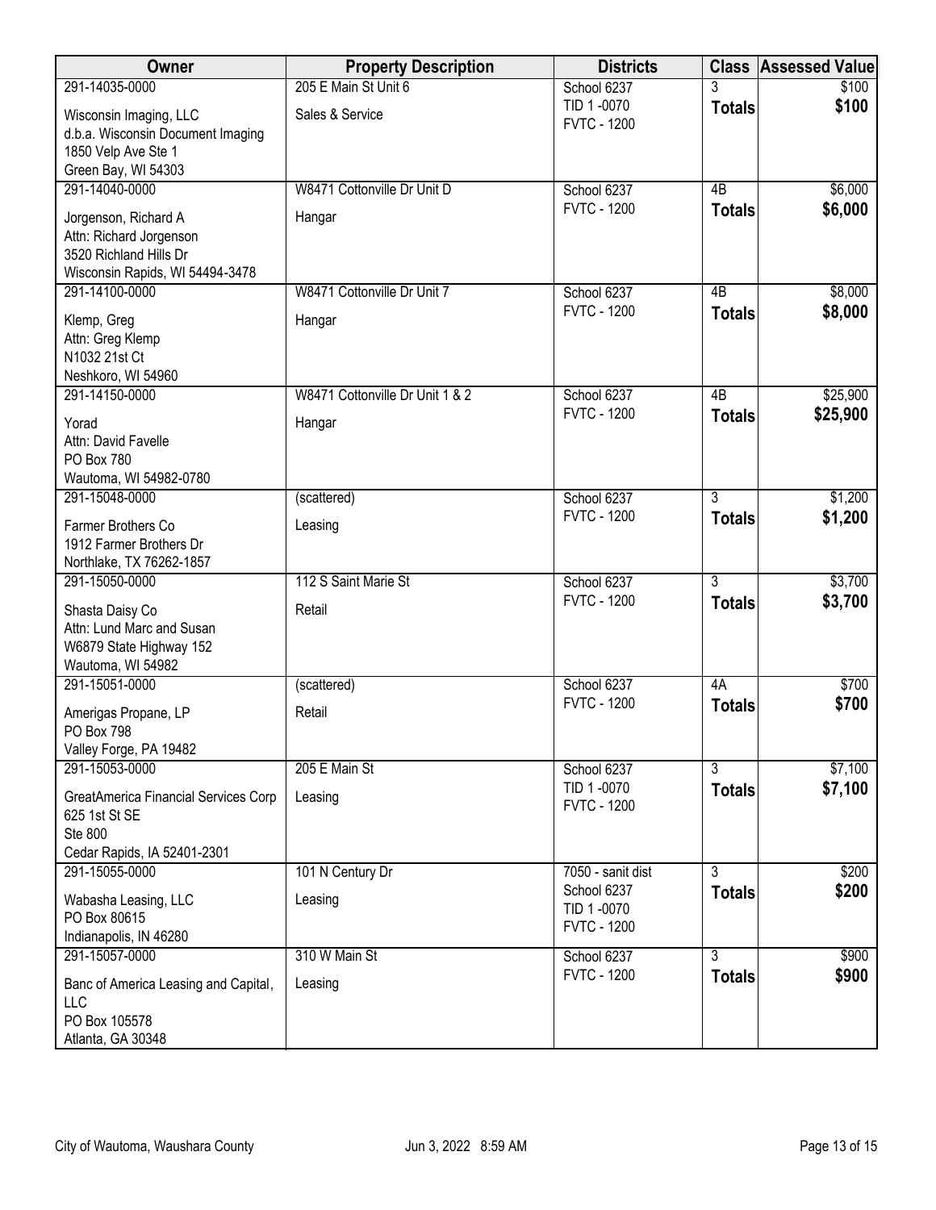| Owner | Property Description | Districts | Class | Assessed Value |
|---|---|---|---|---|
| 291-14035-0000<br>Wisconsin Imaging, LLC<br>d.b.a. Wisconsin Document Imaging<br>1850 Velp Ave Ste 1<br>Green Bay, WI 54303 | 205 E Main St Unit 6<br>Sales & Service | School 6237<br>TID 1 -0070<br>FVTC - 1200 | 3<br>**Totals** | $100<br>**$100** |
| 291-14040-0000<br>Jorgenson, Richard A<br>Attn: Richard Jorgenson<br>3520 Richland Hills Dr<br>Wisconsin Rapids, WI 54494-3478 | W8471 Cottonville Dr Unit D<br>Hangar | School 6237<br>FVTC - 1200 | 4B<br>**Totals** | $6,000<br>**$6,000** |
| 291-14100-0000<br>Klemp, Greg<br>Attn: Greg Klemp<br>N1032 21st Ct<br>Neshkoro, WI 54960 | W8471 Cottonville Dr Unit 7<br>Hangar | School 6237<br>FVTC - 1200 | 4B<br>**Totals** | $8,000<br>**$8,000** |
| 291-14150-0000<br>Yorad<br>Attn: David Favelle<br>PO Box 780<br>Wautoma, WI 54982-0780 | W8471 Cottonville Dr Unit 1 & 2<br>Hangar | School 6237<br>FVTC - 1200 | 4B<br>**Totals** | $25,900<br>**$25,900** |
| 291-15048-0000<br>Farmer Brothers Co<br>1912 Farmer Brothers Dr<br>Northlake, TX 76262-1857 | (scattered)<br>Leasing | School 6237<br>FVTC - 1200 | 3<br>**Totals** | $1,200<br>**$1,200** |
| 291-15050-0000<br>Shasta Daisy Co<br>Attn: Lund Marc and Susan<br>W6879 State Highway 152<br>Wautoma, WI 54982 | 112 S Saint Marie St<br>Retail | School 6237<br>FVTC - 1200 | 3<br>**Totals** | $3,700<br>**$3,700** |
| 291-15051-0000<br>Amerigas Propane, LP<br>PO Box 798<br>Valley Forge, PA 19482 | (scattered)<br>Retail | School 6237<br>FVTC - 1200 | 4A<br>**Totals** | $700<br>**$700** |
| 291-15053-0000<br>GreatAmerica Financial Services Corp<br>625 1st St SE<br>Ste 800<br>Cedar Rapids, IA 52401-2301 | 205 E Main St<br>Leasing | School 6237<br>TID 1 -0070<br>FVTC - 1200 | 3<br>**Totals** | $7,100<br>**$7,100** |
| 291-15055-0000<br>Wabasha Leasing, LLC<br>PO Box 80615<br>Indianapolis, IN 46280 | 101 N Century Dr<br>Leasing | 7050 - sanit dist<br>School 6237<br>TID 1 -0070<br>FVTC - 1200 | 3<br>**Totals** | $200<br>**$200** |
| 291-15057-0000<br>Banc of America Leasing and Capital, LLC<br>PO Box 105578<br>Atlanta, GA 30348 | 310 W Main St<br>Leasing | School 6237<br>FVTC - 1200 | 3<br>**Totals** | $900<br>**$900** |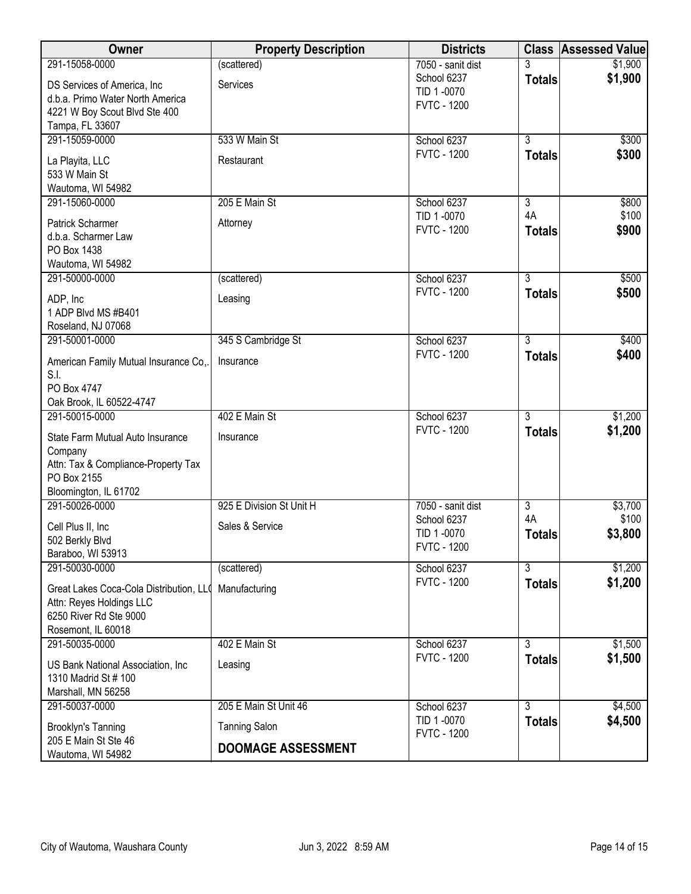| Owner | Property Description | Districts | Class | Assessed Value |
|---|---|---|---|---|
| 291-15058-0000<br>DS Services of America, Inc<br>d.b.a. Primo Water North America<br>4221 W Boy Scout Blvd Ste 400<br>Tampa, FL 33607 | (scattered)<br>Services | 7050 - sanit dist<br>School 6237<br>TID 1 -0070<br>FVTC - 1200 | 3<br>**Totals** | $1,900<br>**$1,900** |
| 291-15059-0000<br>La Playita, LLC<br>533 W Main St<br>Wautoma, WI 54982 | 533 W Main St<br>Restaurant | School 6237<br>FVTC - 1200 | 3<br>**Totals** | $300<br>**$300** |
| 291-15060-0000<br>Patrick Scharmer<br>d.b.a. Scharmer Law<br>PO Box 1438<br>Wautoma, WI 54982 | 205 E Main St<br>Attorney | School 6237<br>TID 1 -0070<br>FVTC - 1200 | 3<br>4A<br>**Totals** | $800<br>$100<br>**$900** |
| 291-50000-0000<br>ADP, Inc<br>1 ADP Blvd MS #B401<br>Roseland, NJ 07068 | (scattered)<br>Leasing | School 6237<br>FVTC - 1200 | 3<br>**Totals** | $500<br>**$500** |
| 291-50001-0000<br>American Family Mutual Insurance Co,. S.I.<br>PO Box 4747<br>Oak Brook, IL 60522-4747 | 345 S Cambridge St<br>Insurance | School 6237<br>FVTC - 1200 | 3<br>**Totals** | $400<br>**$400** |
| 291-50015-0000<br>State Farm Mutual Auto Insurance Company<br>Attn: Tax & Compliance-Property Tax<br>PO Box 2155<br>Bloomington, IL 61702 | 402 E Main St<br>Insurance | School 6237<br>FVTC - 1200 | 3<br>**Totals** | $1,200<br>**$1,200** |
| 291-50026-0000<br>Cell Plus II, Inc<br>502 Berkly Blvd<br>Baraboo, WI 53913 | 925 E Division St Unit H<br>Sales & Service | 7050 - sanit dist<br>School 6237<br>TID 1 -0070<br>FVTC - 1200 | 3<br>4A<br>**Totals** | $3,700<br>$100<br>**$3,800** |
| 291-50030-0000<br>Great Lakes Coca-Cola Distribution, LLC<br>Attn: Reyes Holdings LLC<br>6250 River Rd Ste 9000<br>Rosemont, IL 60018 | (scattered)<br>Manufacturing | School 6237<br>FVTC - 1200 | 3<br>**Totals** | $1,200<br>**$1,200** |
| 291-50035-0000<br>US Bank National Association, Inc<br>1310 Madrid St # 100<br>Marshall, MN 56258 | 402 E Main St<br>Leasing | School 6237<br>FVTC - 1200 | 3<br>**Totals** | $1,500<br>**$1,500** |
| 291-50037-0000<br>Brooklyn's Tanning<br>205 E Main St Ste 46<br>Wautoma, WI 54982 | 205 E Main St Unit 46<br>Tanning Salon<br>**DOOMAGE ASSESSMENT** | School 6237<br>TID 1 -0070<br>FVTC - 1200 | 3<br>**Totals** | $4,500<br>**$4,500** |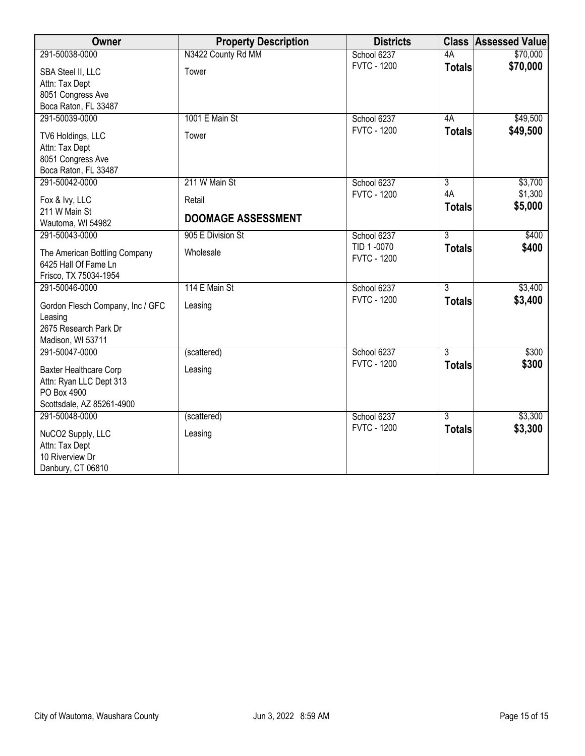| Owner | Property Description | Districts | Class | Assessed Value |
|---|---|---|---|---|
| 291-50038-0000<br>SBA Steel II, LLC<br>Attn: Tax Dept<br>8051 Congress Ave<br>Boca Raton, FL 33487 | N3422 County Rd MM<br>Tower | School 6237<br>FVTC - 1200 | 4A<br>**Totals** | $70,000<br>**$70,000** |
| 291-50039-0000<br>TV6 Holdings, LLC<br>Attn: Tax Dept<br>8051 Congress Ave<br>Boca Raton, FL 33487 | 1001 E Main St<br>Tower | School 6237<br>FVTC - 1200 | 4A<br>**Totals** | $49,500<br>**$49,500** |
| 291-50042-0000<br>Fox & Ivy, LLC<br>211 W Main St<br>Wautoma, WI 54982 | 211 W Main St<br>Retail<br>**DOOMAGE ASSESSMENT** | School 6237<br>FVTC - 1200 | 3<br>4A<br>**Totals** | $3,700<br>$1,300<br>**$5,000** |
| 291-50043-0000<br>The American Bottling Company<br>6425 Hall Of Fame Ln<br>Frisco, TX 75034-1954 | 905 E Division St<br>Wholesale | School 6237<br>TID 1 -0070<br>FVTC - 1200 | 3<br>**Totals** | $400<br>**$400** |
| 291-50046-0000<br>Gordon Flesch Company, Inc / GFC Leasing<br>2675 Research Park Dr<br>Madison, WI 53711 | 114 E Main St<br>Leasing | School 6237<br>FVTC - 1200 | 3<br>**Totals** | $3,400<br>**$3,400** |
| 291-50047-0000<br>Baxter Healthcare Corp<br>Attn: Ryan LLC Dept 313<br>PO Box 4900<br>Scottsdale, AZ 85261-4900 | (scattered)<br>Leasing | School 6237<br>FVTC - 1200 | 3<br>**Totals** | $300<br>**$300** |
| 291-50048-0000<br>NuCO2 Supply, LLC<br>Attn: Tax Dept<br>10 Riverview Dr<br>Danbury, CT 06810 | (scattered)<br>Leasing | School 6237<br>FVTC - 1200 | 3<br>**Totals** | $3,300<br>**$3,300** |